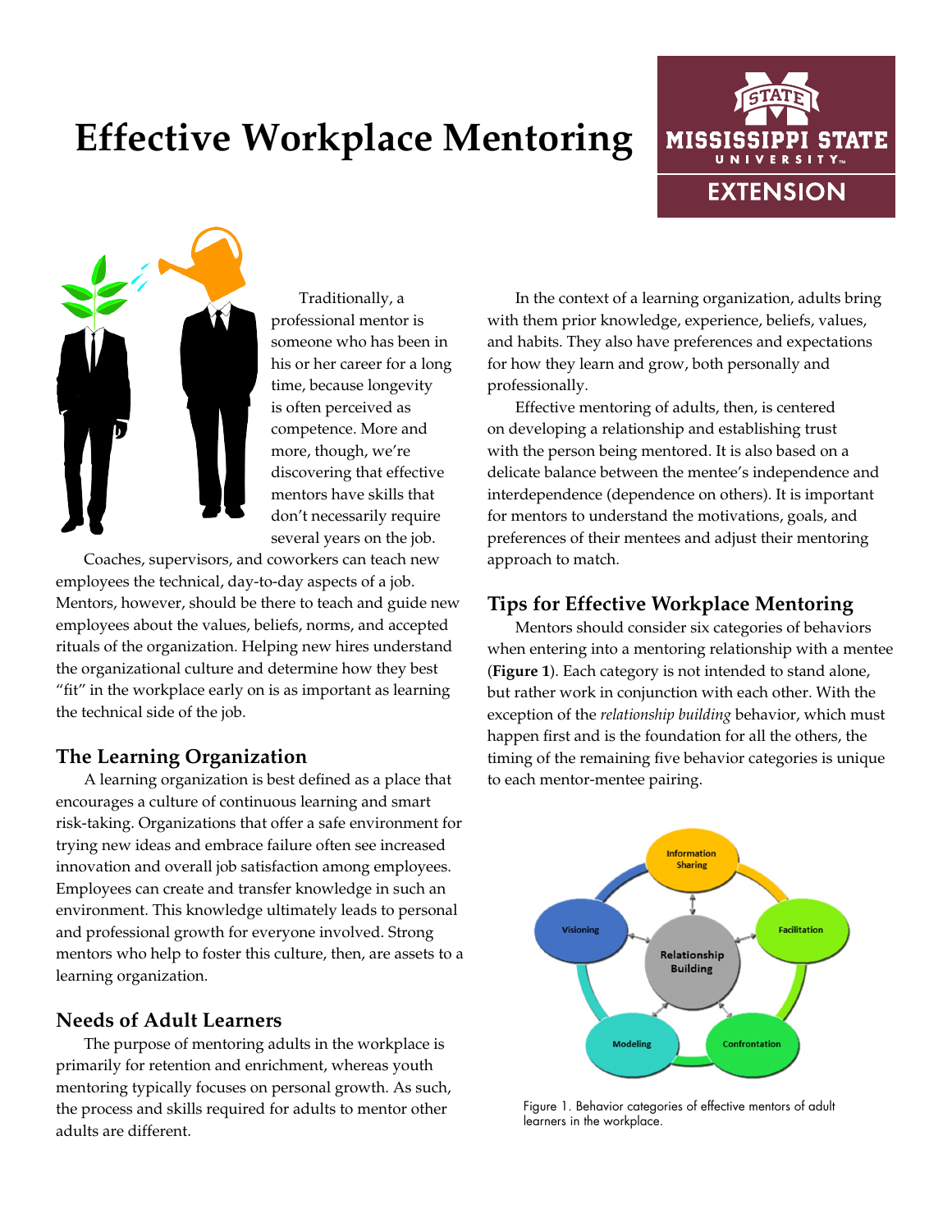# Effective Workplace Mentoring

Traditionally, a professional mentor is someone who has been in his or her career for a long time, because longevity is often perceived as competence. More and more, though, we're discovering that effective mentors have skills that don't necessarily require several years on the job.

Coaches, supervisors, and coworkers can teach new employees the technical, day-to-day aspects of a job. Mentors, however, should be there to teach and guide new employees about the values, beliefs, norms, and accepted rituals of the organization. Helping new hires understand the organizational culture and determine how they best "fit" in the workplace early on is as important as learning the technical side of the job.

## The Learning Organization

A learning organization is best defined as a place that encourages a culture of continuous learning and smart risk-taking. Organizations that offer a safe environment for trying new ideas and embrace failure often see increased innovation and overall job satisfaction among employees. Employees can create and transfer knowledge in such an environment. This knowledge ultimately leads to personal and professional growth for everyone involved. Strong mentors who help to foster this culture, then, are assets to a learning organization.

## Needs of Adult Learners

The purpose of mentoring adults in the workplace is primarily for retention and enrichment, whereas youth mentoring typically focuses on personal growth. As such, the process and skills required for adults to mentor other adults are different.

In the context of a learning organization, adults bring with them prior knowledge, experience, beliefs, values, and habits. They also have preferences and expectations for how they learn and grow, both personally and professionally.

Effective mentoring of adults, then, is centered on developing a relationship and establishing trust with the person being mentored. It is also based on a delicate balance between the mentee's independence and interdependence (dependence on others). It is important for mentors to understand the motivations, goals, and preferences of their mentees and adjust their mentoring approach to match.

## Tips for Effective Workplace Mentoring

Mentors should consider six categories of behaviors when entering into a mentoring relationship with a mentee (**Figure 1**). Each category is not intended to stand alone, but rather work in conjunction with each other. With the exception of the *relationship building* behavior, which must happen first and is the foundation for all the others, the timing of the remaining five behavior categories is unique to each mentor-mentee pairing.

Figure 1. Behavior categories of effective mentors of adult learners in the workplace.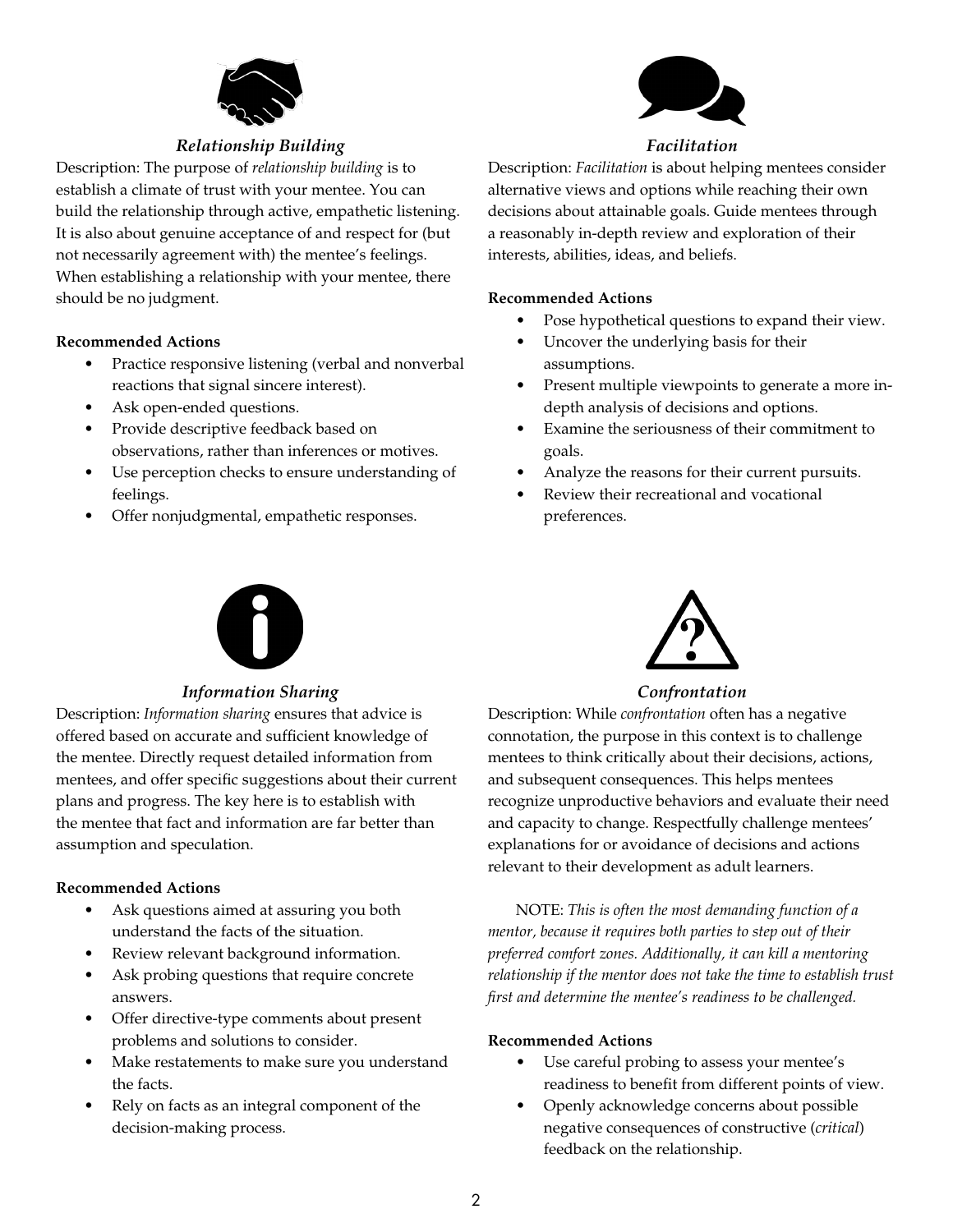### *Relationship Building*

Description: The purpose of *relationship building* is to establish a climate of trust with your mentee. You can build the relationship through active, empathetic listening. It is also about genuine acceptance of and respect for (but not necessarily agreement with) the mentee's feelings. When establishing a relationship with your mentee, there should be no judgment.

**Recommended Actions**

- Practice responsive listening (verbal and nonverbal reactions that signal sincere interest).
- Ask open-ended questions.
- Provide descriptive feedback based on observations, rather than inferences or motives.
- Use perception checks to ensure understanding of feelings.
- Offer nonjudgmental, empathetic responses.

### *Facilitation*

Description: *Facilitation* is about helping mentees consider alternative views and options while reaching their own decisions about attainable goals. Guide mentees through a reasonably in-depth review and exploration of their interests, abilities, ideas, and beliefs.

**Recommended Actions**

- Pose hypothetical questions to expand their view.
- Uncover the underlying basis for their assumptions.
- Present multiple viewpoints to generate a more in-depth analysis of decisions and options.
- Examine the seriousness of their commitment to goals.
- Analyze the reasons for their current pursuits.
- Review their recreational and vocational preferences.

### *Information Sharing*

Description: *Information sharing* ensures that advice is offered based on accurate and sufficient knowledge of the mentee. Directly request detailed information from mentees, and offer specific suggestions about their current plans and progress. The key here is to establish with the mentee that fact and information are far better than assumption and speculation.

**Recommended Actions**

- Ask questions aimed at assuring you both understand the facts of the situation.
- Review relevant background information.
- Ask probing questions that require concrete answers.
- Offer directive-type comments about present problems and solutions to consider.
- Make restatements to make sure you understand the facts.
- Rely on facts as an integral component of the decision-making process.

### *Confrontation*

Description: While *confrontation* often has a negative connotation, the purpose in this context is to challenge mentees to think critically about their decisions, actions, and subsequent consequences. This helps mentees recognize unproductive behaviors and evaluate their need and capacity to change. Respectfully challenge mentees' explanations for or avoidance of decisions and actions relevant to their development as adult learners.

NOTE: *This is often the most demanding function of a mentor, because it requires both parties to step out of their preferred comfort zones. Additionally, it can kill a mentoring relationship if the mentor does not take the time to establish trust first and determine the mentee's readiness to be challenged.*

**Recommended Actions**

- Use careful probing to assess your mentee's readiness to benefit from different points of view.
- Openly acknowledge concerns about possible negative consequences of constructive (*critical*) feedback on the relationship.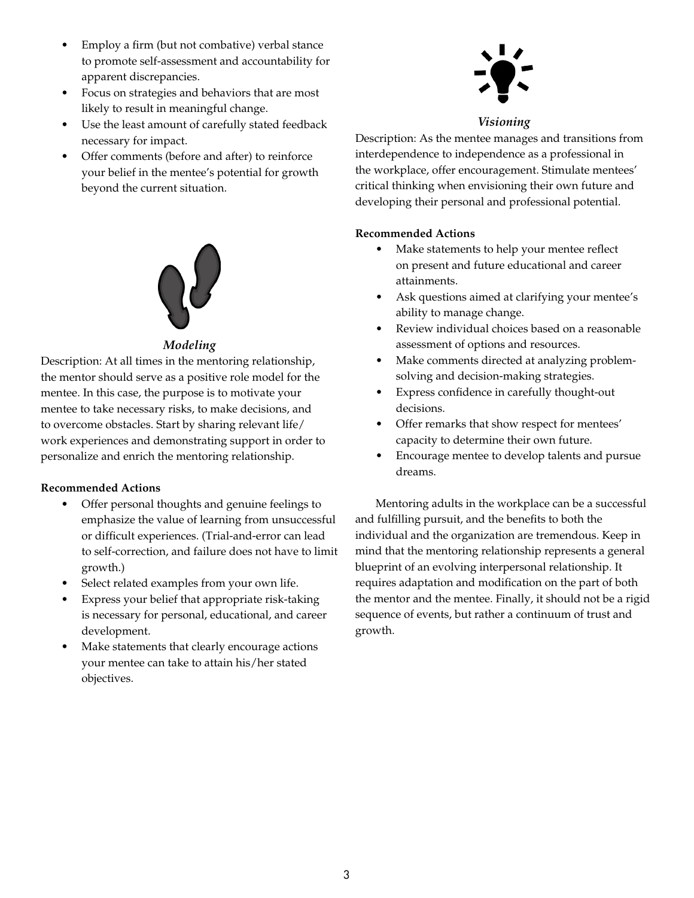- Employ a firm (but not combative) verbal stance to promote self-assessment and accountability for apparent discrepancies.
- Focus on strategies and behaviors that are most likely to result in meaningful change.
- Use the least amount of carefully stated feedback necessary for impact.
- Offer comments (before and after) to reinforce your belief in the mentee's potential for growth beyond the current situation.

### *Modeling*

Description: At all times in the mentoring relationship, the mentor should serve as a positive role model for the mentee. In this case, the purpose is to motivate your mentee to take necessary risks, to make decisions, and to overcome obstacles. Start by sharing relevant life/work experiences and demonstrating support in order to personalize and enrich the mentoring relationship.

**Recommended Actions**

- Offer personal thoughts and genuine feelings to emphasize the value of learning from unsuccessful or difficult experiences. (Trial-and-error can lead to self-correction, and failure does not have to limit growth.)
- Select related examples from your own life.
- Express your belief that appropriate risk-taking is necessary for personal, educational, and career development.
- Make statements that clearly encourage actions your mentee can take to attain his/her stated objectives.

### *Visioning*

Description: As the mentee manages and transitions from interdependence to independence as a professional in the workplace, offer encouragement. Stimulate mentees' critical thinking when envisioning their own future and developing their personal and professional potential.

**Recommended Actions**

- Make statements to help your mentee reflect on present and future educational and career attainments.
- Ask questions aimed at clarifying your mentee's ability to manage change.
- Review individual choices based on a reasonable assessment of options and resources.
- Make comments directed at analyzing problem-solving and decision-making strategies.
- Express confidence in carefully thought-out decisions.
- Offer remarks that show respect for mentees' capacity to determine their own future.
- Encourage mentee to develop talents and pursue dreams.

Mentoring adults in the workplace can be a successful and fulfilling pursuit, and the benefits to both the individual and the organization are tremendous. Keep in mind that the mentoring relationship represents a general blueprint of an evolving interpersonal relationship. It requires adaptation and modification on the part of both the mentor and the mentee. Finally, it should not be a rigid sequence of events, but rather a continuum of trust and growth.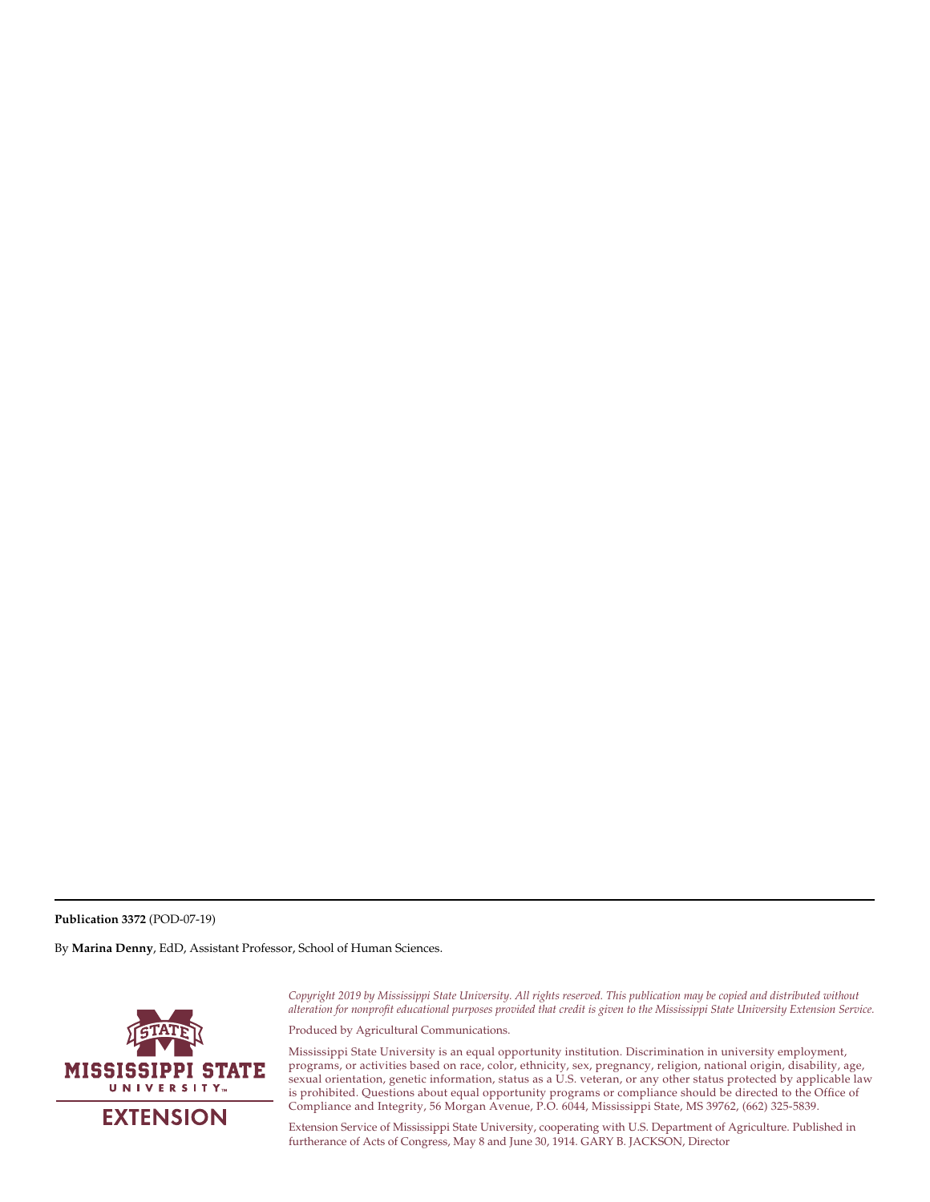**Publication 3372** (POD-07-19)

By **Marina Denny**, EdD, Assistant Professor, School of Human Sciences.

MISSISSIPPI STATE UNIVERSITY™

EXTENSION

*Copyright 2019 by Mississippi State University. All rights reserved. This publication may be copied and distributed without alteration for nonprofit educational purposes provided that credit is given to the Mississippi State University Extension Service.*

Produced by Agricultural Communications.

Mississippi State University is an equal opportunity institution. Discrimination in university employment, programs, or activities based on race, color, ethnicity, sex, pregnancy, religion, national origin, disability, age, sexual orientation, genetic information, status as a U.S. veteran, or any other status protected by applicable law is prohibited. Questions about equal opportunity programs or compliance should be directed to the Office of Compliance and Integrity, 56 Morgan Avenue, P.O. 6044, Mississippi State, MS 39762, (662) 325-5839.

Extension Service of Mississippi State University, cooperating with U.S. Department of Agriculture. Published in furtherance of Acts of Congress, May 8 and June 30, 1914. GARY B. JACKSON, Director